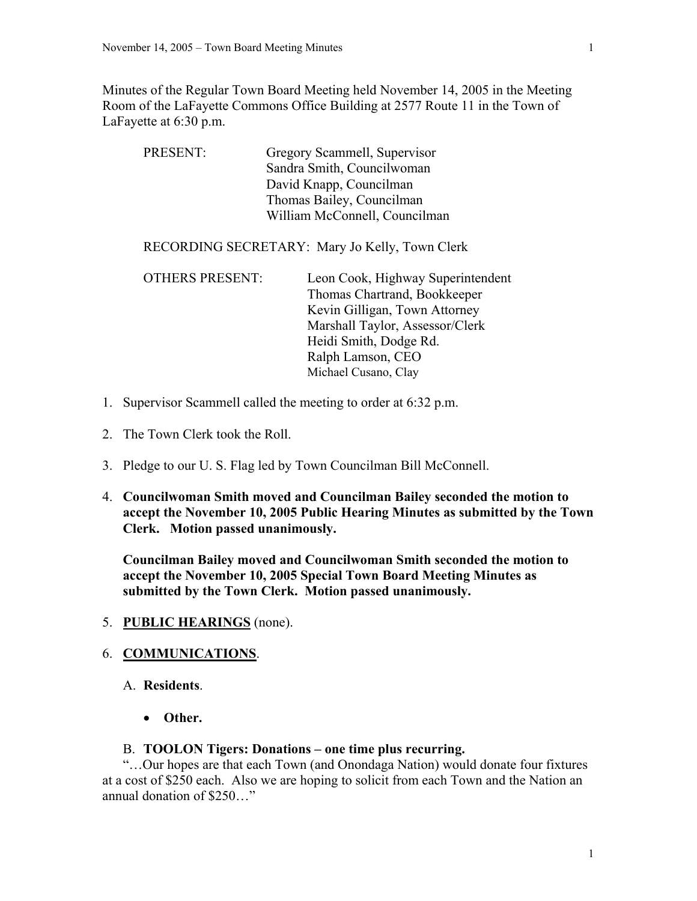Minutes of the Regular Town Board Meeting held November 14, 2005 in the Meeting Room of the LaFayette Commons Office Building at 2577 Route 11 in the Town of LaFayette at 6:30 p.m.

PRESENT: Gregory Scammell, Supervisor
Sandra Smith, Councilwoman
David Knapp, Councilman
Thomas Bailey, Councilman
William McConnell, Councilman

RECORDING SECRETARY: Mary Jo Kelly, Town Clerk

OTHERS PRESENT: Leon Cook, Highway Superintendent
Thomas Chartrand, Bookkeeper
Kevin Gilligan, Town Attorney
Marshall Taylor, Assessor/Clerk
Heidi Smith, Dodge Rd.
Ralph Lamson, CEO
Michael Cusano, Clay

1. Supervisor Scammell called the meeting to order at 6:32 p.m.

2. The Town Clerk took the Roll.

3. Pledge to our U. S. Flag led by Town Councilman Bill McConnell.

4. **Councilwoman Smith moved and Councilman Bailey seconded the motion to accept the November 10, 2005 Public Hearing Minutes as submitted by the Town Clerk. Motion passed unanimously.**

   **Councilman Bailey moved and Councilwoman Smith seconded the motion to accept the November 10, 2005 Special Town Board Meeting Minutes as submitted by the Town Clerk. Motion passed unanimously.**

5. **PUBLIC HEARINGS** (none).

6. **COMMUNICATIONS**.

   A. **Residents**.

      - **Other.**

   B. **TOOLON Tigers: Donations – one time plus recurring.**

   "…Our hopes are that each Town (and Onondaga Nation) would donate four fixtures at a cost of $250 each. Also we are hoping to solicit from each Town and the Nation an annual donation of $250…"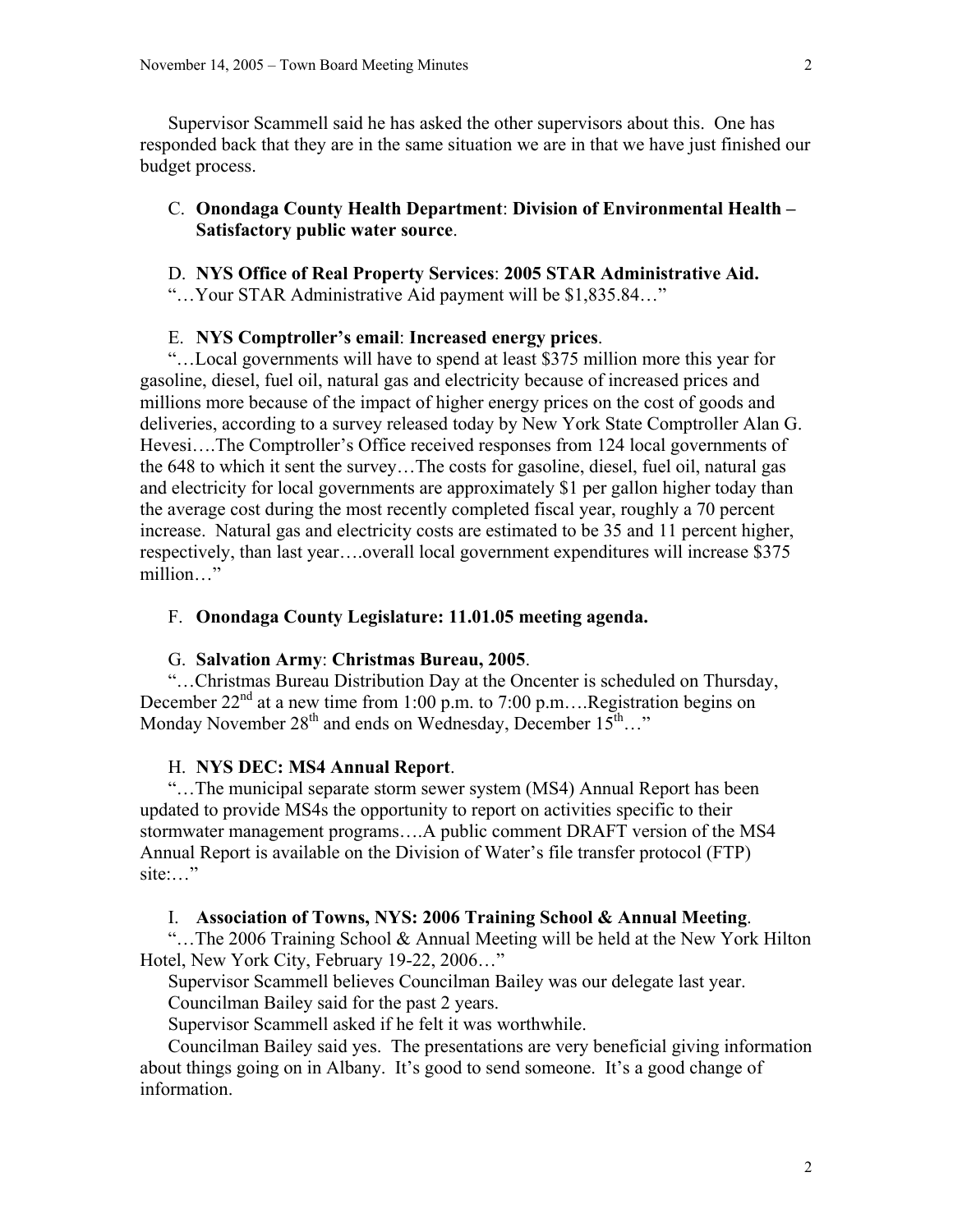Supervisor Scammell said he has asked the other supervisors about this. One has responded back that they are in the same situation we are in that we have just finished our budget process.

C. **Onondaga County Health Department**: **Division of Environmental Health – Satisfactory public water source**.

D. **NYS Office of Real Property Services**: **2005 STAR Administrative Aid.**
"…Your STAR Administrative Aid payment will be $1,835.84…"

E. **NYS Comptroller's email**: **Increased energy prices**.
"…Local governments will have to spend at least $375 million more this year for gasoline, diesel, fuel oil, natural gas and electricity because of increased prices and millions more because of the impact of higher energy prices on the cost of goods and deliveries, according to a survey released today by New York State Comptroller Alan G. Hevesi….The Comptroller's Office received responses from 124 local governments of the 648 to which it sent the survey…The costs for gasoline, diesel, fuel oil, natural gas and electricity for local governments are approximately $1 per gallon higher today than the average cost during the most recently completed fiscal year, roughly a 70 percent increase. Natural gas and electricity costs are estimated to be 35 and 11 percent higher, respectively, than last year….overall local government expenditures will increase $375 million…"

F. **Onondaga County Legislature: 11.01.05 meeting agenda.**

G. **Salvation Army**: **Christmas Bureau, 2005**.
"…Christmas Bureau Distribution Day at the Oncenter is scheduled on Thursday, December 22nd at a new time from 1:00 p.m. to 7:00 p.m….Registration begins on Monday November 28th and ends on Wednesday, December 15th…"

H. **NYS DEC: MS4 Annual Report**.
"…The municipal separate storm sewer system (MS4) Annual Report has been updated to provide MS4s the opportunity to report on activities specific to their stormwater management programs….A public comment DRAFT version of the MS4 Annual Report is available on the Division of Water's file transfer protocol (FTP) site:…"

I. **Association of Towns, NYS: 2006 Training School & Annual Meeting**.
"…The 2006 Training School & Annual Meeting will be held at the New York Hilton Hotel, New York City, February 19-22, 2006…"

Supervisor Scammell believes Councilman Bailey was our delegate last year.

Councilman Bailey said for the past 2 years.

Supervisor Scammell asked if he felt it was worthwhile.

Councilman Bailey said yes. The presentations are very beneficial giving information about things going on in Albany. It's good to send someone. It's a good change of information.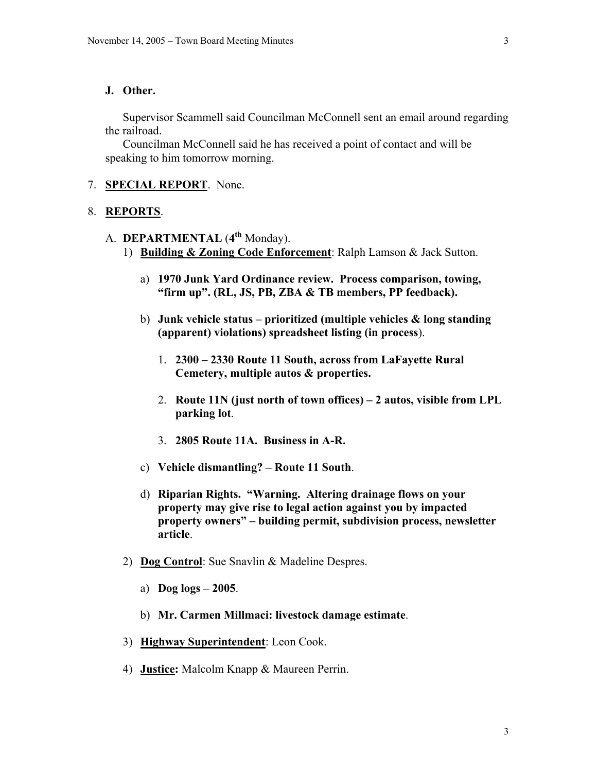**J. Other.**

Supervisor Scammell said Councilman McConnell sent an email around regarding the railroad.

Councilman McConnell said he has received a point of contact and will be speaking to him tomorrow morning.

7. **SPECIAL REPORT**. None.

8. **REPORTS**.

A. **DEPARTMENTAL** (**4th** Monday).

1) **Building & Zoning Code Enforcement**: Ralph Lamson & Jack Sutton.

a) **1970 Junk Yard Ordinance review. Process comparison, towing, "firm up". (RL, JS, PB, ZBA & TB members, PP feedback).**

b) **Junk vehicle status – prioritized (multiple vehicles & long standing (apparent) violations) spreadsheet listing (in process**).

1. **2300 – 2330 Route 11 South, across from LaFayette Rural Cemetery, multiple autos & properties.**

2. **Route 11N (just north of town offices) – 2 autos, visible from LPL parking lot**.

3. **2805 Route 11A. Business in A-R.**

c) **Vehicle dismantling? – Route 11 South**.

d) **Riparian Rights. "Warning. Altering drainage flows on your property may give rise to legal action against you by impacted property owners" – building permit, subdivision process, newsletter article**.

2) **Dog Control**: Sue Snavlin & Madeline Despres.

a) **Dog logs – 2005**.

b) **Mr. Carmen Millmaci: livestock damage estimate**.

3) **Highway Superintendent**: Leon Cook.

4) **Justice:** Malcolm Knapp & Maureen Perrin.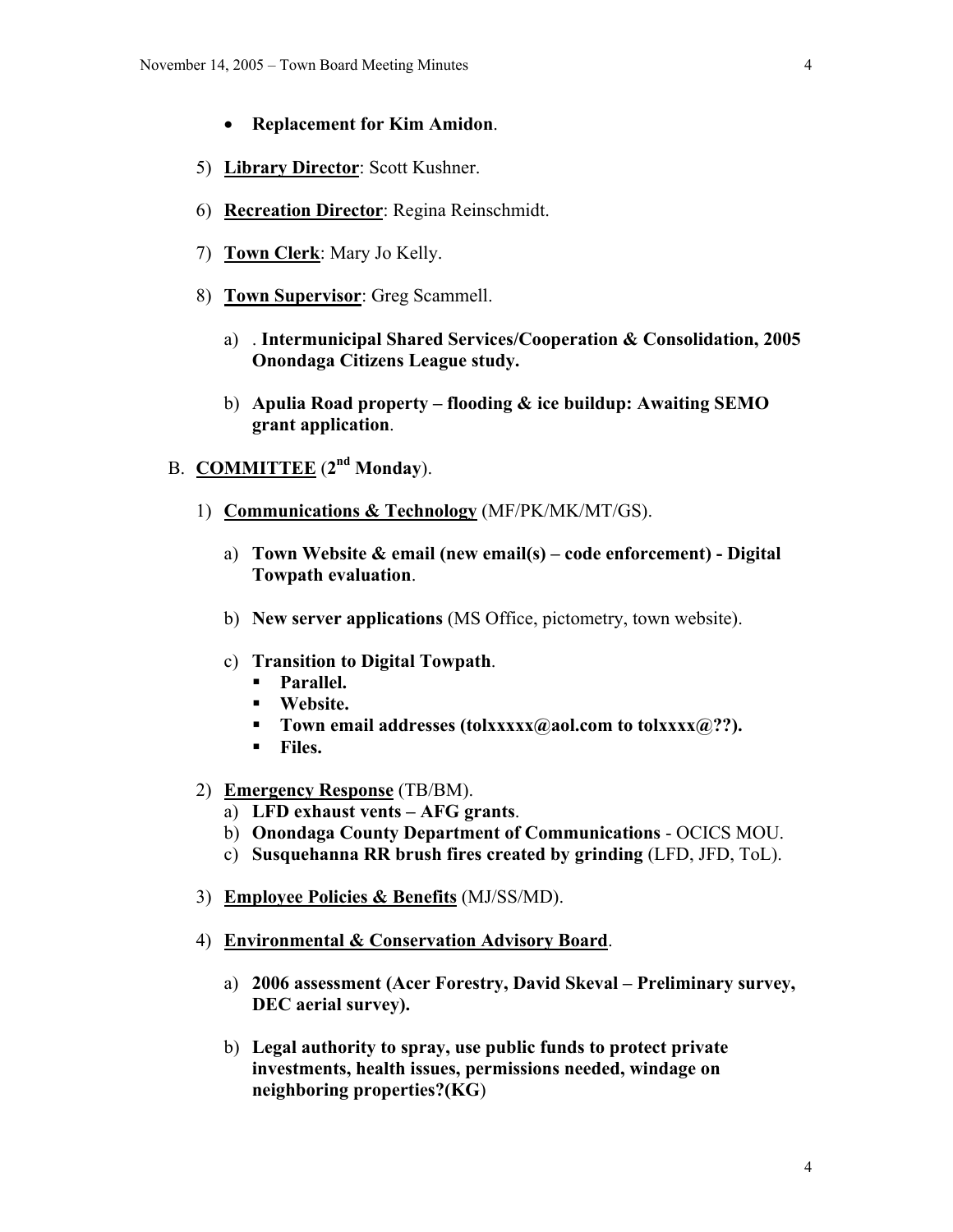- **Replacement for Kim Amidon**.

5) **Library Director**: Scott Kushner.

6) **Recreation Director**: Regina Reinschmidt.

7) **Town Clerk**: Mary Jo Kelly.

8) **Town Supervisor**: Greg Scammell.

   a) . **Intermunicipal Shared Services/Cooperation & Consolidation, 2005 Onondaga Citizens League study.**

   b) **Apulia Road property – flooding & ice buildup: Awaiting SEMO grant application**.

B. **COMMITTEE** (**2nd Monday**).

1) **Communications & Technology** (MF/PK/MK/MT/GS).

   a) **Town Website & email (new email(s) – code enforcement) - Digital Towpath evaluation**.

   b) **New server applications** (MS Office, pictometry, town website).

   c) **Transition to Digital Towpath**.
      - **Parallel.**
      - **Website.**
      - **Town email addresses (tolxxxxx@aol.com to tolxxxx@??).**
      - **Files.**

2) **Emergency Response** (TB/BM).
   a) **LFD exhaust vents – AFG grants**.
   b) **Onondaga County Department of Communications** - OCICS MOU.
   c) **Susquehanna RR brush fires created by grinding** (LFD, JFD, ToL).

3) **Employee Policies & Benefits** (MJ/SS/MD).

4) **Environmental & Conservation Advisory Board**.

   a) **2006 assessment (Acer Forestry, David Skeval – Preliminary survey, DEC aerial survey).**

   b) **Legal authority to spray, use public funds to protect private investments, health issues, permissions needed, windage on neighboring properties?(KG**)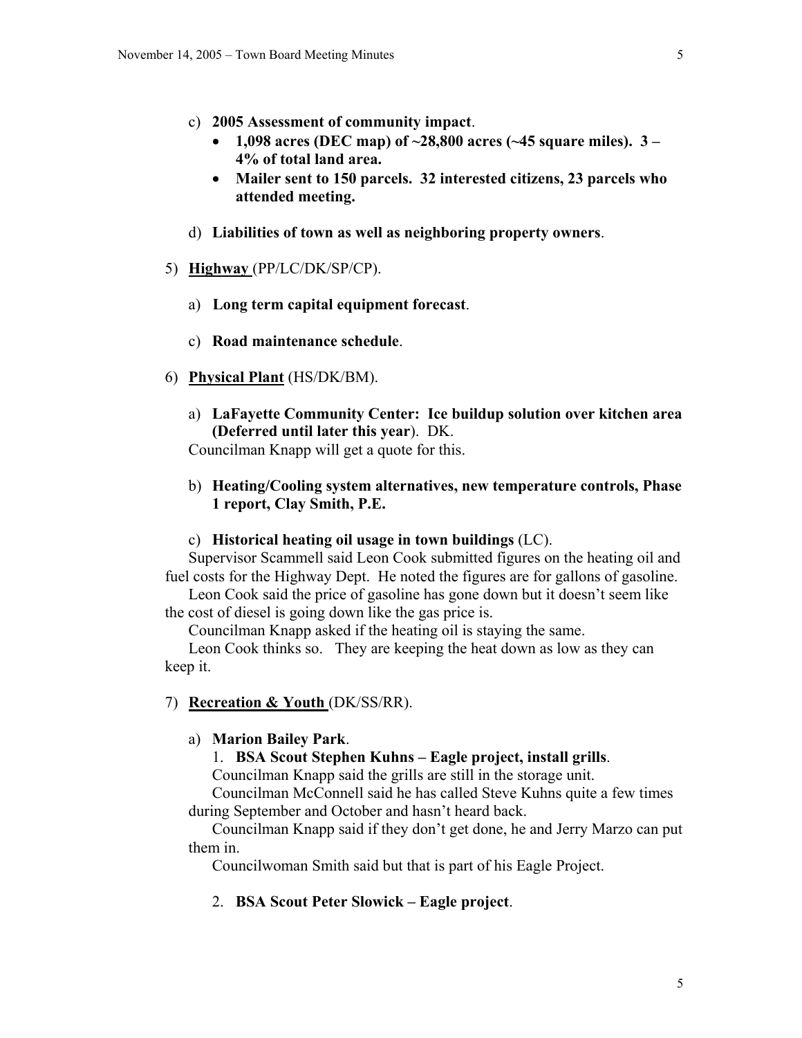c) **2005 Assessment of community impact**.
   - **1,098 acres (DEC map) of ~28,800 acres (~45 square miles). 3 – 4% of total land area.**
   - **Mailer sent to 150 parcels. 32 interested citizens, 23 parcels who attended meeting.**

d) **Liabilities of town as well as neighboring property owners**.

5) **<u>Highway</u>** (PP/LC/DK/SP/CP).

   a) **Long term capital equipment forecast**.

   c) **Road maintenance schedule**.

6) **<u>Physical Plant</u>** (HS/DK/BM).

   a) **LaFayette Community Center: Ice buildup solution over kitchen area (Deferred until later this year)**. DK.
   Councilman Knapp will get a quote for this.

   b) **Heating/Cooling system alternatives, new temperature controls, Phase 1 report, Clay Smith, P.E.**

   c) **Historical heating oil usage in town buildings** (LC).
   Supervisor Scammell said Leon Cook submitted figures on the heating oil and fuel costs for the Highway Dept. He noted the figures are for gallons of gasoline.
   Leon Cook said the price of gasoline has gone down but it doesn't seem like the cost of diesel is going down like the gas price is.
   Councilman Knapp asked if the heating oil is staying the same.
   Leon Cook thinks so. They are keeping the heat down as low as they can keep it.

7) **<u>Recreation & Youth</u>** (DK/SS/RR).

   a) **Marion Bailey Park**.
   1. **BSA Scout Stephen Kuhns – Eagle project, install grills**.
   Councilman Knapp said the grills are still in the storage unit.
   Councilman McConnell said he has called Steve Kuhns quite a few times during September and October and hasn't heard back.
   Councilman Knapp said if they don't get done, he and Jerry Marzo can put them in.
   Councilwoman Smith said but that is part of his Eagle Project.

   2. **BSA Scout Peter Slowick – Eagle project**.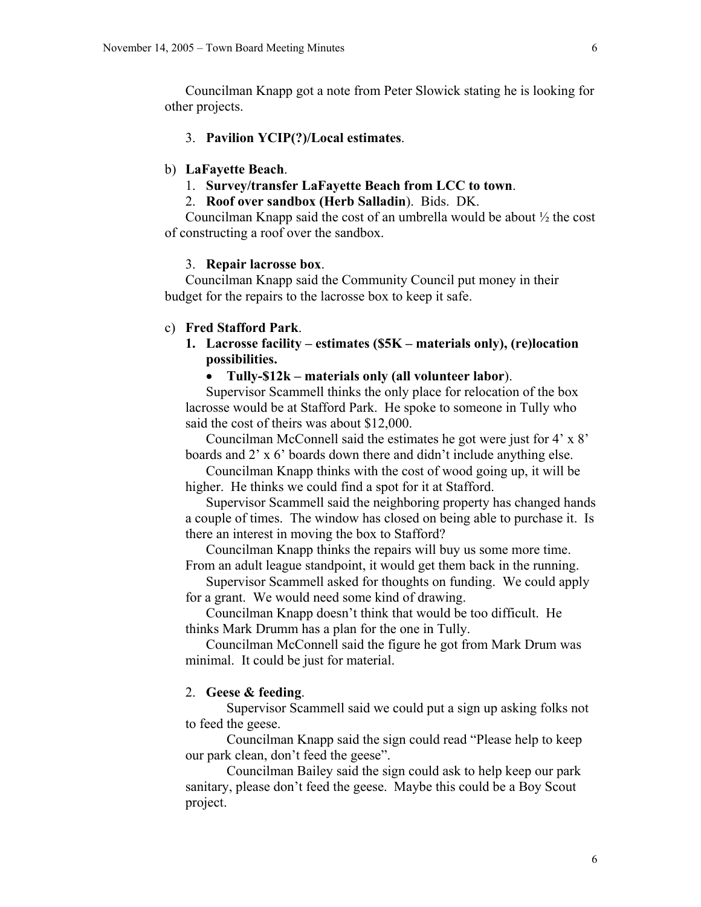Councilman Knapp got a note from Peter Slowick stating he is looking for other projects.

3. **Pavilion YCIP(?)/Local estimates**.

b) **LaFayette Beach**.

1. **Survey/transfer LaFayette Beach from LCC to town**.
2. **Roof over sandbox (Herb Salladin)**. Bids. DK.

Councilman Knapp said the cost of an umbrella would be about ½ the cost of constructing a roof over the sandbox.

3. **Repair lacrosse box**.

Councilman Knapp said the Community Council put money in their budget for the repairs to the lacrosse box to keep it safe.

c) **Fred Stafford Park**.

1. **Lacrosse facility – estimates ($5K – materials only), (re)location possibilities.**
   - **Tully-$12k – materials only (all volunteer labor)**.

Supervisor Scammell thinks the only place for relocation of the box lacrosse would be at Stafford Park. He spoke to someone in Tully who said the cost of theirs was about $12,000.

Councilman McConnell said the estimates he got were just for 4' x 8' boards and 2' x 6' boards down there and didn't include anything else.

Councilman Knapp thinks with the cost of wood going up, it will be higher. He thinks we could find a spot for it at Stafford.

Supervisor Scammell said the neighboring property has changed hands a couple of times. The window has closed on being able to purchase it. Is there an interest in moving the box to Stafford?

Councilman Knapp thinks the repairs will buy us some more time. From an adult league standpoint, it would get them back in the running.

Supervisor Scammell asked for thoughts on funding. We could apply for a grant. We would need some kind of drawing.

Councilman Knapp doesn't think that would be too difficult. He thinks Mark Drumm has a plan for the one in Tully.

Councilman McConnell said the figure he got from Mark Drum was minimal. It could be just for material.

2. **Geese & feeding**.

Supervisor Scammell said we could put a sign up asking folks not to feed the geese.

Councilman Knapp said the sign could read "Please help to keep our park clean, don't feed the geese".

Councilman Bailey said the sign could ask to help keep our park sanitary, please don't feed the geese. Maybe this could be a Boy Scout project.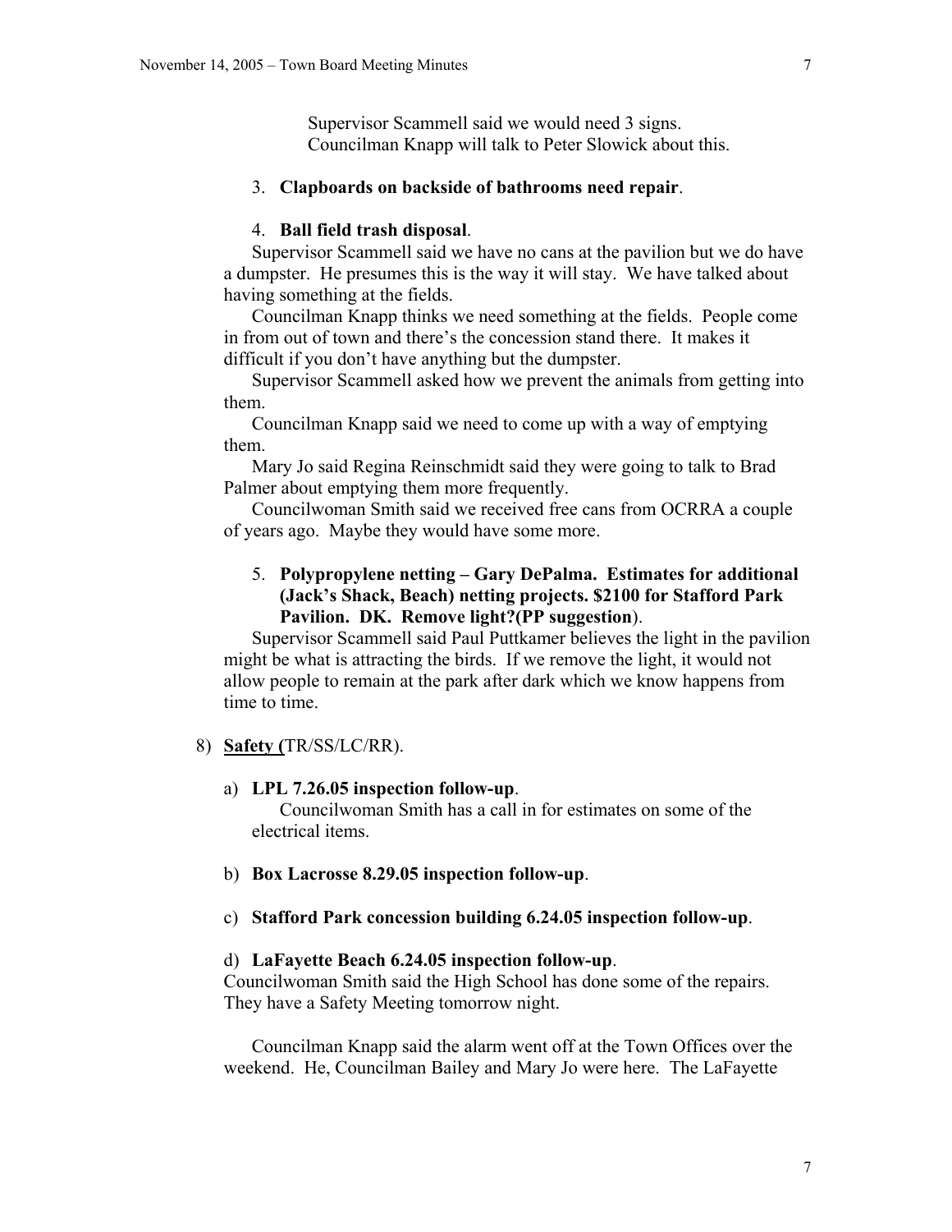Supervisor Scammell said we would need 3 signs.
Councilman Knapp will talk to Peter Slowick about this.

3. **Clapboards on backside of bathrooms need repair**.

4. **Ball field trash disposal**.

Supervisor Scammell said we have no cans at the pavilion but we do have a dumpster. He presumes this is the way it will stay. We have talked about having something at the fields.

Councilman Knapp thinks we need something at the fields. People come in from out of town and there's the concession stand there. It makes it difficult if you don't have anything but the dumpster.

Supervisor Scammell asked how we prevent the animals from getting into them.

Councilman Knapp said we need to come up with a way of emptying them.

Mary Jo said Regina Reinschmidt said they were going to talk to Brad Palmer about emptying them more frequently.

Councilwoman Smith said we received free cans from OCRRA a couple of years ago. Maybe they would have some more.

5. **Polypropylene netting – Gary DePalma. Estimates for additional (Jack's Shack, Beach) netting projects. $2100 for Stafford Park Pavilion. DK. Remove light?(PP suggestion**).

Supervisor Scammell said Paul Puttkamer believes the light in the pavilion might be what is attracting the birds. If we remove the light, it would not allow people to remain at the park after dark which we know happens from time to time.

8) **Safety (**TR/SS/LC/RR).

a) **LPL 7.26.05 inspection follow-up**.
Councilwoman Smith has a call in for estimates on some of the electrical items.

b) **Box Lacrosse 8.29.05 inspection follow-up**.

c) **Stafford Park concession building 6.24.05 inspection follow-up**.

d) **LaFayette Beach 6.24.05 inspection follow-up**.
Councilwoman Smith said the High School has done some of the repairs. They have a Safety Meeting tomorrow night.

Councilman Knapp said the alarm went off at the Town Offices over the weekend. He, Councilman Bailey and Mary Jo were here. The LaFayette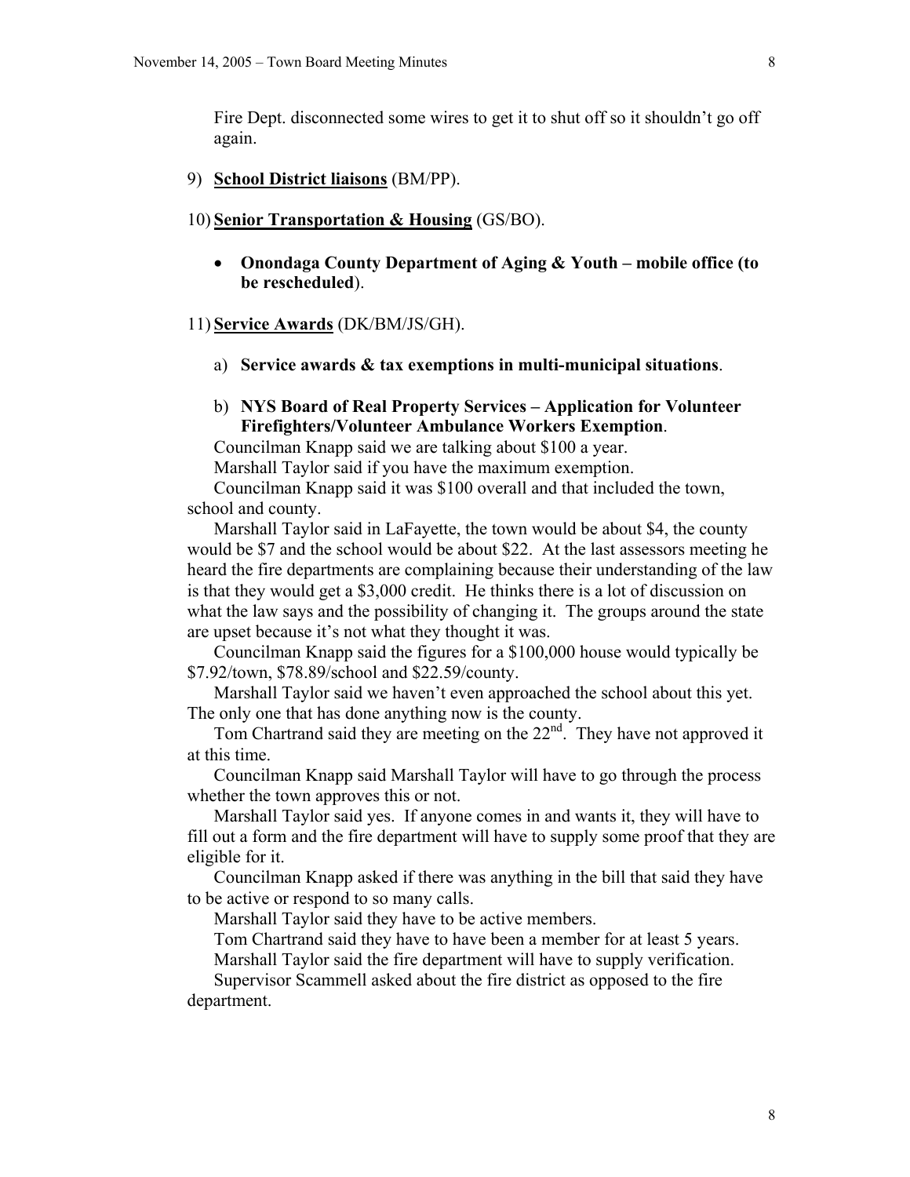Fire Dept. disconnected some wires to get it to shut off so it shouldn't go off again.

9) **<u>School District liaisons</u>** (BM/PP).

10) **<u>Senior Transportation & Housing</u>** (GS/BO).

- **Onondaga County Department of Aging & Youth – mobile office (to be rescheduled**).

11) **<u>Service Awards</u>** (DK/BM/JS/GH).

a) **Service awards & tax exemptions in multi-municipal situations**.

b) **NYS Board of Real Property Services – Application for Volunteer Firefighters/Volunteer Ambulance Workers Exemption**.

Councilman Knapp said we are talking about $100 a year.

Marshall Taylor said if you have the maximum exemption.

Councilman Knapp said it was $100 overall and that included the town, school and county.

Marshall Taylor said in LaFayette, the town would be about $4, the county would be $7 and the school would be about $22. At the last assessors meeting he heard the fire departments are complaining because their understanding of the law is that they would get a $3,000 credit. He thinks there is a lot of discussion on what the law says and the possibility of changing it. The groups around the state are upset because it's not what they thought it was.

Councilman Knapp said the figures for a $100,000 house would typically be $7.92/town, $78.89/school and $22.59/county.

Marshall Taylor said we haven't even approached the school about this yet. The only one that has done anything now is the county.

Tom Chartrand said they are meeting on the 22nd. They have not approved it at this time.

Councilman Knapp said Marshall Taylor will have to go through the process whether the town approves this or not.

Marshall Taylor said yes. If anyone comes in and wants it, they will have to fill out a form and the fire department will have to supply some proof that they are eligible for it.

Councilman Knapp asked if there was anything in the bill that said they have to be active or respond to so many calls.

Marshall Taylor said they have to be active members.

Tom Chartrand said they have to have been a member for at least 5 years.

Marshall Taylor said the fire department will have to supply verification.

Supervisor Scammell asked about the fire district as opposed to the fire department.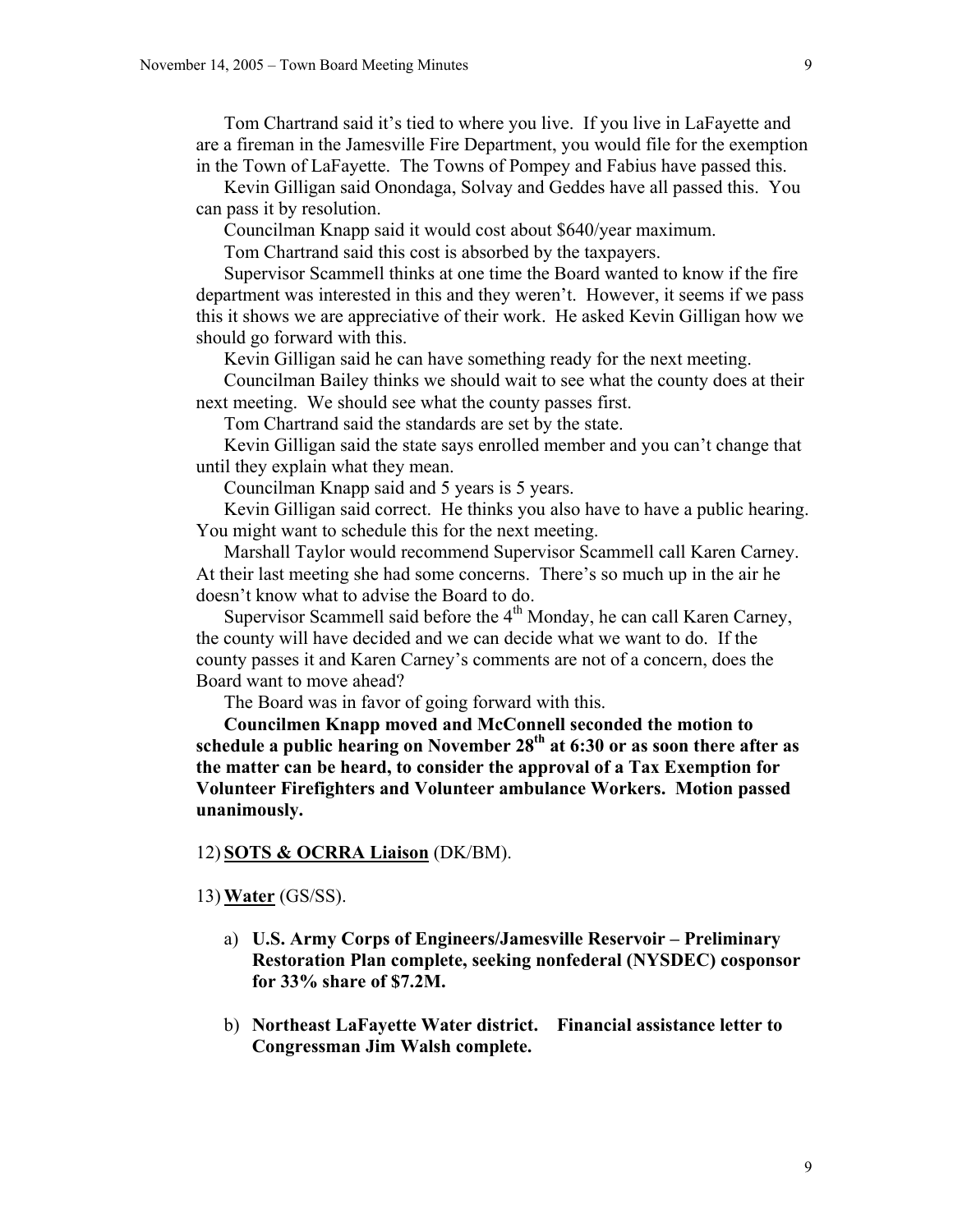Tom Chartrand said it's tied to where you live. If you live in LaFayette and are a fireman in the Jamesville Fire Department, you would file for the exemption in the Town of LaFayette. The Towns of Pompey and Fabius have passed this.

Kevin Gilligan said Onondaga, Solvay and Geddes have all passed this. You can pass it by resolution.

Councilman Knapp said it would cost about $640/year maximum.

Tom Chartrand said this cost is absorbed by the taxpayers.

Supervisor Scammell thinks at one time the Board wanted to know if the fire department was interested in this and they weren't. However, it seems if we pass this it shows we are appreciative of their work. He asked Kevin Gilligan how we should go forward with this.

Kevin Gilligan said he can have something ready for the next meeting.

Councilman Bailey thinks we should wait to see what the county does at their next meeting. We should see what the county passes first.

Tom Chartrand said the standards are set by the state.

Kevin Gilligan said the state says enrolled member and you can't change that until they explain what they mean.

Councilman Knapp said and 5 years is 5 years.

Kevin Gilligan said correct. He thinks you also have to have a public hearing. You might want to schedule this for the next meeting.

Marshall Taylor would recommend Supervisor Scammell call Karen Carney. At their last meeting she had some concerns. There's so much up in the air he doesn't know what to advise the Board to do.

Supervisor Scammell said before the 4th Monday, he can call Karen Carney, the county will have decided and we can decide what we want to do. If the county passes it and Karen Carney's comments are not of a concern, does the Board want to move ahead?

The Board was in favor of going forward with this.

**Councilmen Knapp moved and McConnell seconded the motion to schedule a public hearing on November 28th at 6:30 or as soon there after as the matter can be heard, to consider the approval of a Tax Exemption for Volunteer Firefighters and Volunteer ambulance Workers. Motion passed unanimously.**

12) **SOTS & OCRRA Liaison** (DK/BM).

13) **Water** (GS/SS).

a) **U.S. Army Corps of Engineers/Jamesville Reservoir – Preliminary Restoration Plan complete, seeking nonfederal (NYSDEC) cosponsor for 33% share of $7.2M.**

b) **Northeast LaFayette Water district. Financial assistance letter to Congressman Jim Walsh complete.**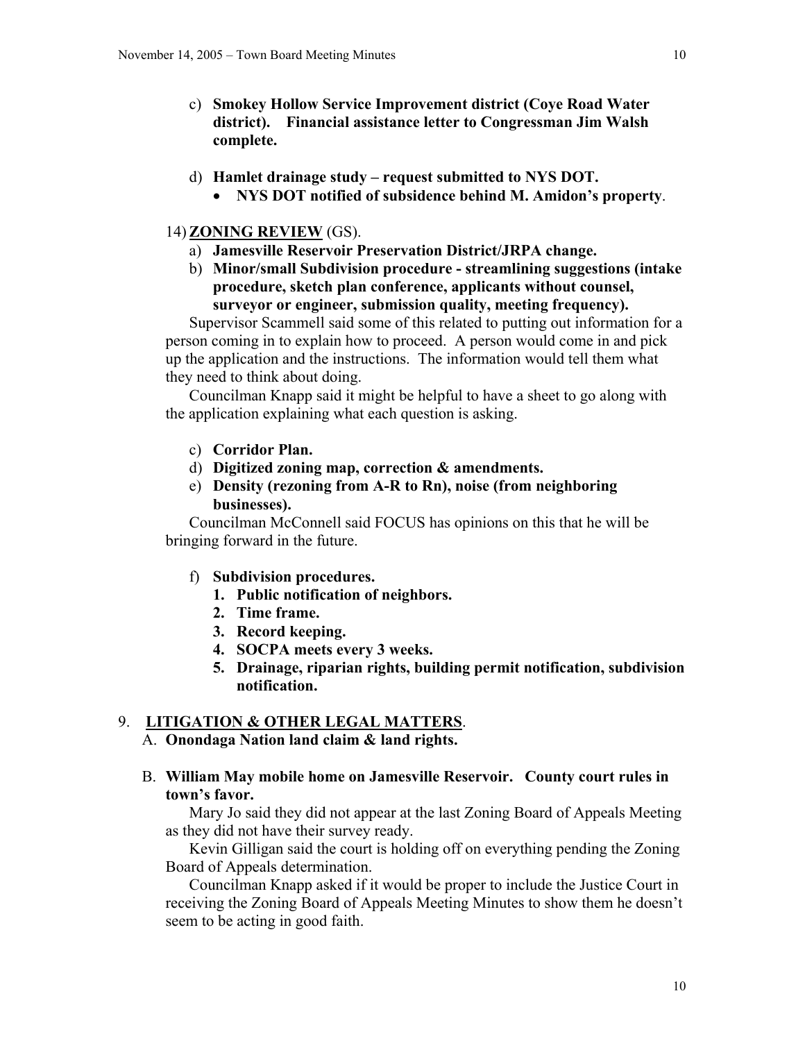c) **Smokey Hollow Service Improvement district (Coye Road Water district). Financial assistance letter to Congressman Jim Walsh complete.**

d) **Hamlet drainage study – request submitted to NYS DOT.**
   - **NYS DOT notified of subsidence behind M. Amidon's property**.

14) **ZONING REVIEW** (GS).

a) **Jamesville Reservoir Preservation District/JRPA change.**

b) **Minor/small Subdivision procedure - streamlining suggestions (intake procedure, sketch plan conference, applicants without counsel, surveyor or engineer, submission quality, meeting frequency).**

Supervisor Scammell said some of this related to putting out information for a person coming in to explain how to proceed. A person would come in and pick up the application and the instructions. The information would tell them what they need to think about doing.

Councilman Knapp said it might be helpful to have a sheet to go along with the application explaining what each question is asking.

c) **Corridor Plan.**

d) **Digitized zoning map, correction & amendments.**

e) **Density (rezoning from A-R to Rn), noise (from neighboring businesses).**

Councilman McConnell said FOCUS has opinions on this that he will be bringing forward in the future.

f) **Subdivision procedures.**
   1. **Public notification of neighbors.**
   2. **Time frame.**
   3. **Record keeping.**
   4. **SOCPA meets every 3 weeks.**
   5. **Drainage, riparian rights, building permit notification, subdivision notification.**

9. **LITIGATION & OTHER LEGAL MATTERS**.

A. **Onondaga Nation land claim & land rights.**

B. **William May mobile home on Jamesville Reservoir. County court rules in town's favor.**

Mary Jo said they did not appear at the last Zoning Board of Appeals Meeting as they did not have their survey ready.

Kevin Gilligan said the court is holding off on everything pending the Zoning Board of Appeals determination.

Councilman Knapp asked if it would be proper to include the Justice Court in receiving the Zoning Board of Appeals Meeting Minutes to show them he doesn't seem to be acting in good faith.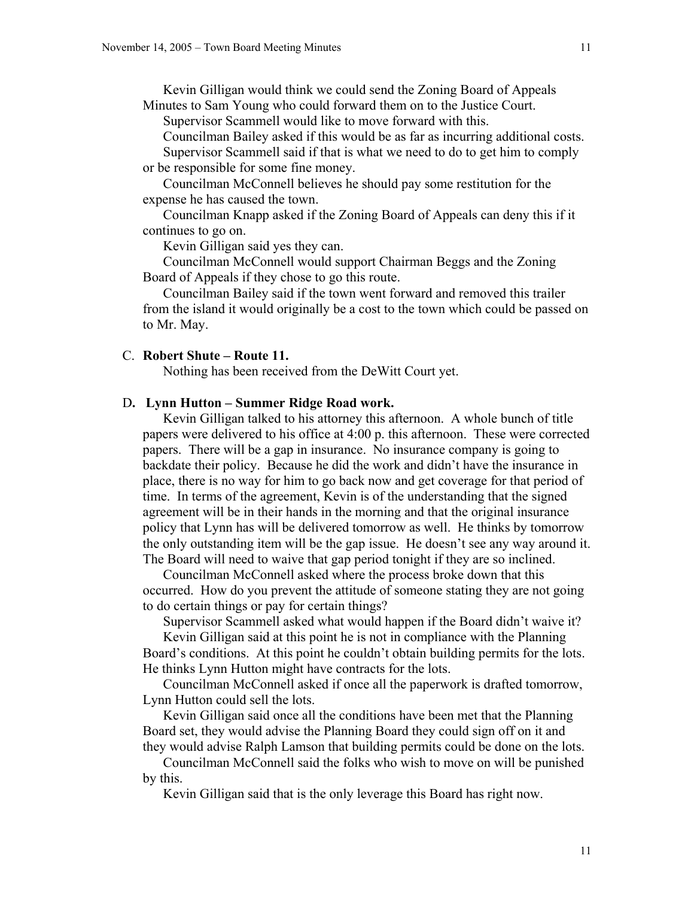Kevin Gilligan would think we could send the Zoning Board of Appeals Minutes to Sam Young who could forward them on to the Justice Court.

Supervisor Scammell would like to move forward with this.

Councilman Bailey asked if this would be as far as incurring additional costs.

Supervisor Scammell said if that is what we need to do to get him to comply or be responsible for some fine money.

Councilman McConnell believes he should pay some restitution for the expense he has caused the town.

Councilman Knapp asked if the Zoning Board of Appeals can deny this if it continues to go on.

Kevin Gilligan said yes they can.

Councilman McConnell would support Chairman Beggs and the Zoning Board of Appeals if they chose to go this route.

Councilman Bailey said if the town went forward and removed this trailer from the island it would originally be a cost to the town which could be passed on to Mr. May.

C. **Robert Shute – Route 11.**

Nothing has been received from the DeWitt Court yet.

D**. Lynn Hutton – Summer Ridge Road work.**

Kevin Gilligan talked to his attorney this afternoon. A whole bunch of title papers were delivered to his office at 4:00 p. this afternoon. These were corrected papers. There will be a gap in insurance. No insurance company is going to backdate their policy. Because he did the work and didn't have the insurance in place, there is no way for him to go back now and get coverage for that period of time. In terms of the agreement, Kevin is of the understanding that the signed agreement will be in their hands in the morning and that the original insurance policy that Lynn has will be delivered tomorrow as well. He thinks by tomorrow the only outstanding item will be the gap issue. He doesn't see any way around it. The Board will need to waive that gap period tonight if they are so inclined.

Councilman McConnell asked where the process broke down that this occurred. How do you prevent the attitude of someone stating they are not going to do certain things or pay for certain things?

Supervisor Scammell asked what would happen if the Board didn't waive it?

Kevin Gilligan said at this point he is not in compliance with the Planning Board's conditions. At this point he couldn't obtain building permits for the lots. He thinks Lynn Hutton might have contracts for the lots.

Councilman McConnell asked if once all the paperwork is drafted tomorrow, Lynn Hutton could sell the lots.

Kevin Gilligan said once all the conditions have been met that the Planning Board set, they would advise the Planning Board they could sign off on it and they would advise Ralph Lamson that building permits could be done on the lots.

Councilman McConnell said the folks who wish to move on will be punished by this.

Kevin Gilligan said that is the only leverage this Board has right now.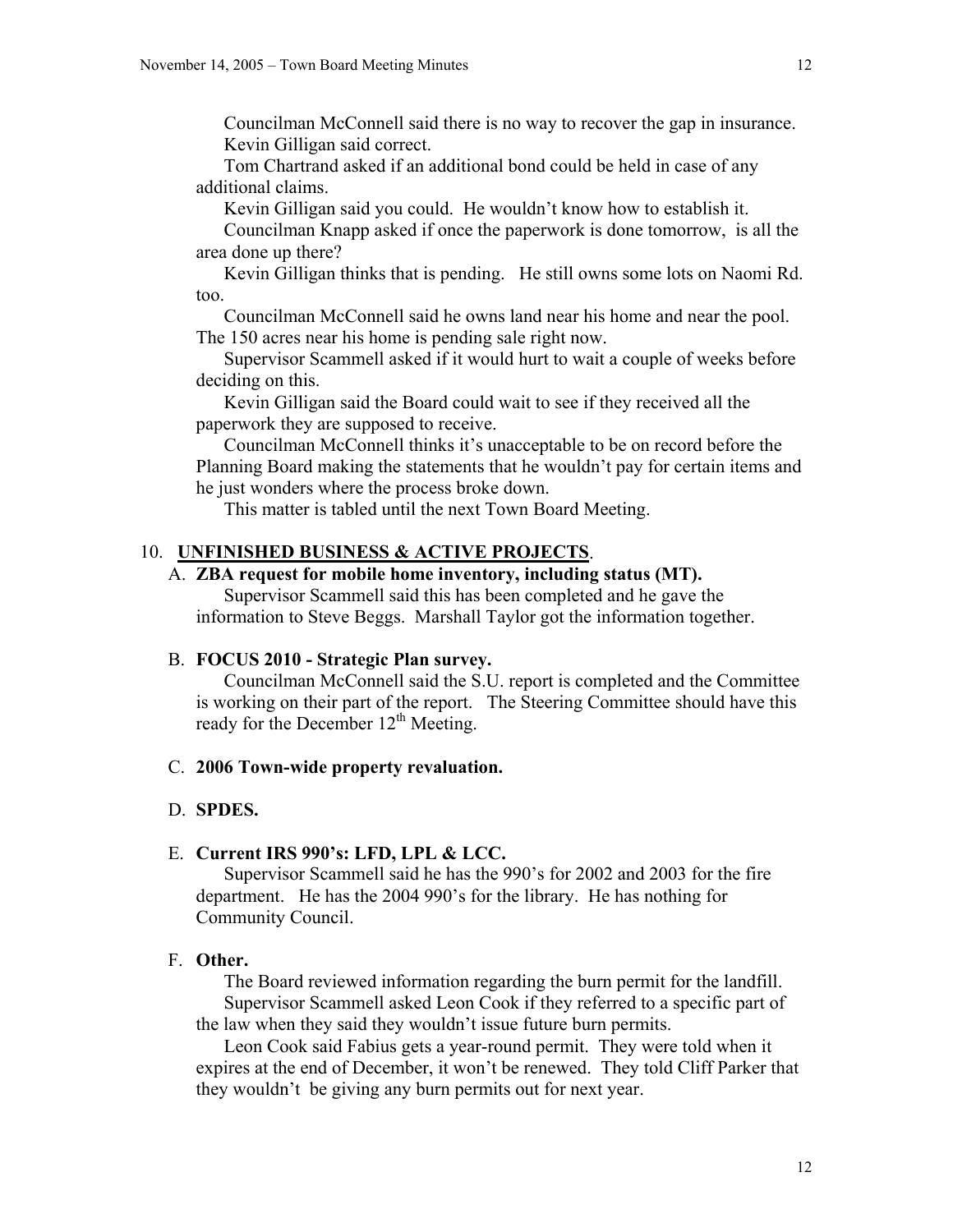Councilman McConnell said there is no way to recover the gap in insurance.

Kevin Gilligan said correct.

Tom Chartrand asked if an additional bond could be held in case of any additional claims.

Kevin Gilligan said you could. He wouldn't know how to establish it.

Councilman Knapp asked if once the paperwork is done tomorrow, is all the area done up there?

Kevin Gilligan thinks that is pending. He still owns some lots on Naomi Rd. too.

Councilman McConnell said he owns land near his home and near the pool. The 150 acres near his home is pending sale right now.

Supervisor Scammell asked if it would hurt to wait a couple of weeks before deciding on this.

Kevin Gilligan said the Board could wait to see if they received all the paperwork they are supposed to receive.

Councilman McConnell thinks it's unacceptable to be on record before the Planning Board making the statements that he wouldn't pay for certain items and he just wonders where the process broke down.

This matter is tabled until the next Town Board Meeting.

## 10. UNFINISHED BUSINESS & ACTIVE PROJECTS.

### A. ZBA request for mobile home inventory, including status (MT).

Supervisor Scammell said this has been completed and he gave the information to Steve Beggs. Marshall Taylor got the information together.

### B. FOCUS 2010 - Strategic Plan survey.

Councilman McConnell said the S.U. report is completed and the Committee is working on their part of the report. The Steering Committee should have this ready for the December 12th Meeting.

### C. 2006 Town-wide property revaluation.

### D. SPDES.

### E. Current IRS 990's: LFD, LPL & LCC.

Supervisor Scammell said he has the 990's for 2002 and 2003 for the fire department. He has the 2004 990's for the library. He has nothing for Community Council.

### F. Other.

The Board reviewed information regarding the burn permit for the landfill.

Supervisor Scammell asked Leon Cook if they referred to a specific part of the law when they said they wouldn't issue future burn permits.

Leon Cook said Fabius gets a year-round permit. They were told when it expires at the end of December, it won't be renewed. They told Cliff Parker that they wouldn't be giving any burn permits out for next year.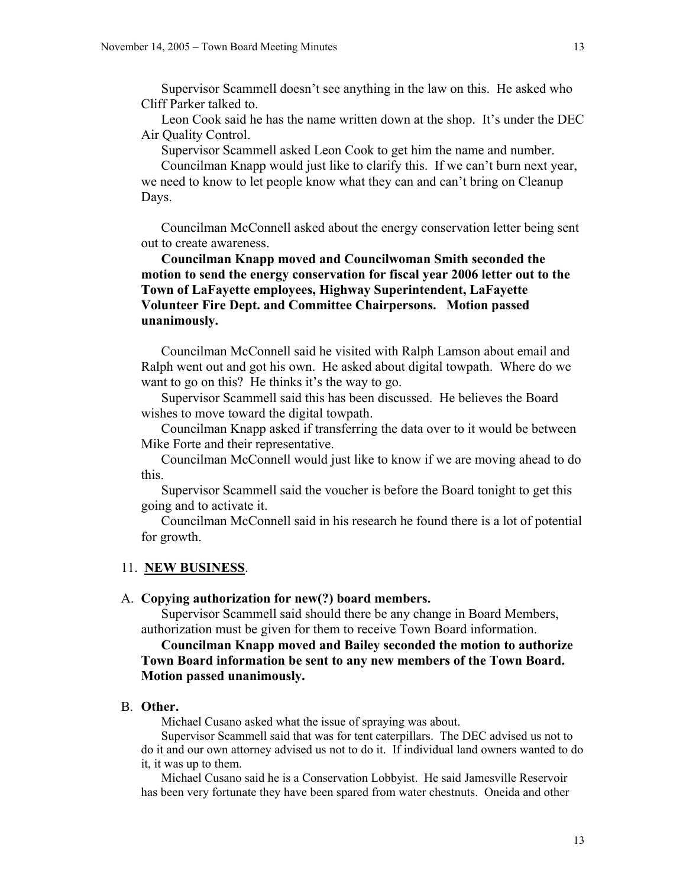Supervisor Scammell doesn't see anything in the law on this. He asked who Cliff Parker talked to.

Leon Cook said he has the name written down at the shop. It's under the DEC Air Quality Control.

Supervisor Scammell asked Leon Cook to get him the name and number.

Councilman Knapp would just like to clarify this. If we can't burn next year, we need to know to let people know what they can and can't bring on Cleanup Days.

Councilman McConnell asked about the energy conservation letter being sent out to create awareness.

**Councilman Knapp moved and Councilwoman Smith seconded the motion to send the energy conservation for fiscal year 2006 letter out to the Town of LaFayette employees, Highway Superintendent, LaFayette Volunteer Fire Dept. and Committee Chairpersons. Motion passed unanimously.**

Councilman McConnell said he visited with Ralph Lamson about email and Ralph went out and got his own. He asked about digital towpath. Where do we want to go on this? He thinks it's the way to go.

Supervisor Scammell said this has been discussed. He believes the Board wishes to move toward the digital towpath.

Councilman Knapp asked if transferring the data over to it would be between Mike Forte and their representative.

Councilman McConnell would just like to know if we are moving ahead to do this.

Supervisor Scammell said the voucher is before the Board tonight to get this going and to activate it.

Councilman McConnell said in his research he found there is a lot of potential for growth.

11. **NEW BUSINESS**.

A. **Copying authorization for new(?) board members.**

Supervisor Scammell said should there be any change in Board Members, authorization must be given for them to receive Town Board information.

**Councilman Knapp moved and Bailey seconded the motion to authorize Town Board information be sent to any new members of the Town Board. Motion passed unanimously.**

B. **Other.**

Michael Cusano asked what the issue of spraying was about.

Supervisor Scammell said that was for tent caterpillars. The DEC advised us not to do it and our own attorney advised us not to do it. If individual land owners wanted to do it, it was up to them.

Michael Cusano said he is a Conservation Lobbyist. He said Jamesville Reservoir has been very fortunate they have been spared from water chestnuts. Oneida and other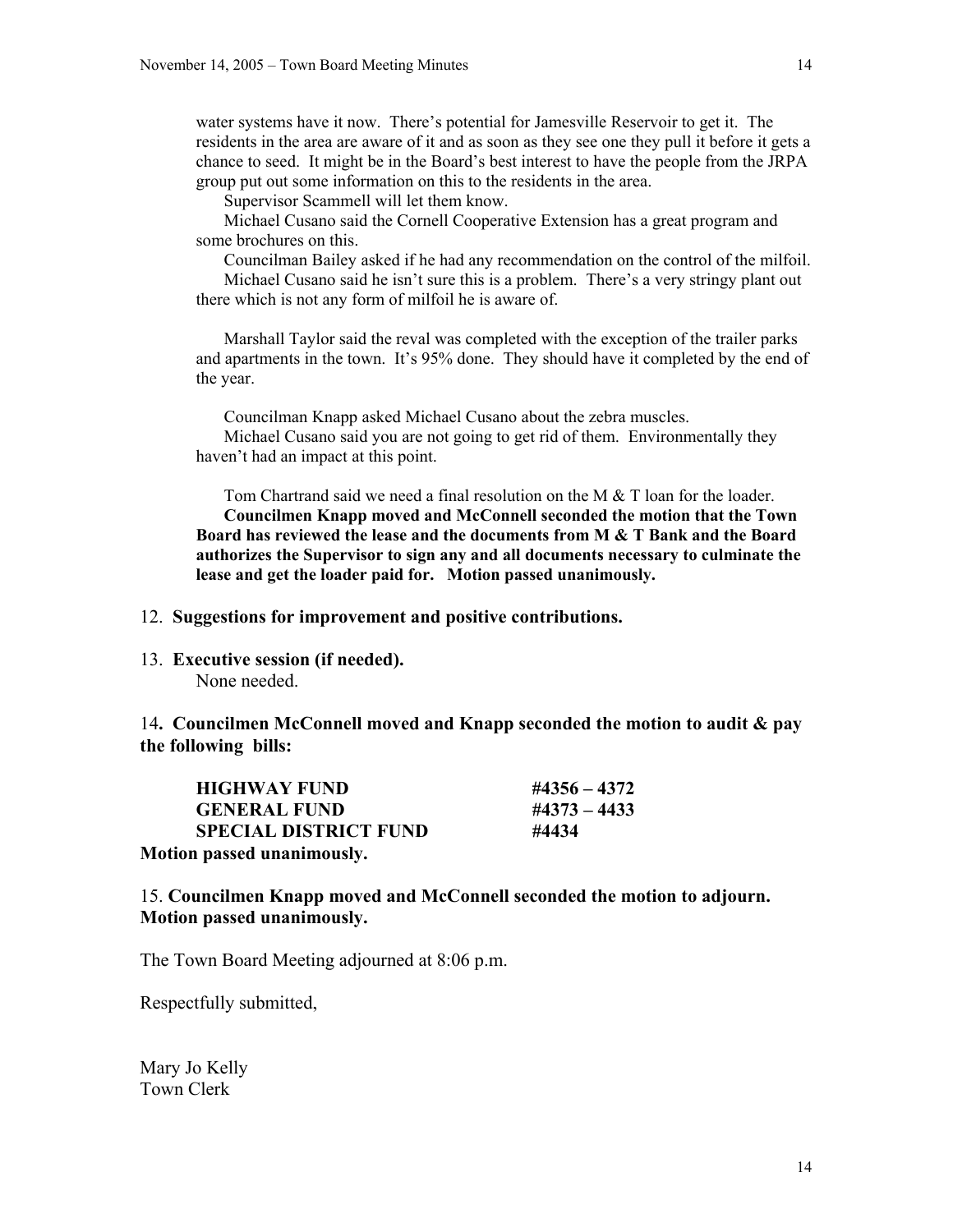water systems have it now. There's potential for Jamesville Reservoir to get it. The residents in the area are aware of it and as soon as they see one they pull it before it gets a chance to seed. It might be in the Board's best interest to have the people from the JRPA group put out some information on this to the residents in the area.

Supervisor Scammell will let them know.

Michael Cusano said the Cornell Cooperative Extension has a great program and some brochures on this.

Councilman Bailey asked if he had any recommendation on the control of the milfoil.

Michael Cusano said he isn't sure this is a problem. There's a very stringy plant out there which is not any form of milfoil he is aware of.

Marshall Taylor said the reval was completed with the exception of the trailer parks and apartments in the town. It's 95% done. They should have it completed by the end of the year.

Councilman Knapp asked Michael Cusano about the zebra muscles.

Michael Cusano said you are not going to get rid of them. Environmentally they haven't had an impact at this point.

Tom Chartrand said we need a final resolution on the M & T loan for the loader.

**Councilmen Knapp moved and McConnell seconded the motion that the Town Board has reviewed the lease and the documents from M & T Bank and the Board authorizes the Supervisor to sign any and all documents necessary to culminate the lease and get the loader paid for. Motion passed unanimously.**

12. **Suggestions for improvement and positive contributions.**

13. **Executive session (if needed).**
    None needed.

14**. Councilmen McConnell moved and Knapp seconded the motion to audit & pay the following bills:**

| | |
|---|---|
| **HIGHWAY FUND** | **#4356 – 4372** |
| **GENERAL FUND** | **#4373 – 4433** |
| **SPECIAL DISTRICT FUND** | **#4434** |

**Motion passed unanimously.**

15. **Councilmen Knapp moved and McConnell seconded the motion to adjourn. Motion passed unanimously.**

The Town Board Meeting adjourned at 8:06 p.m.

Respectfully submitted,

Mary Jo Kelly
Town Clerk